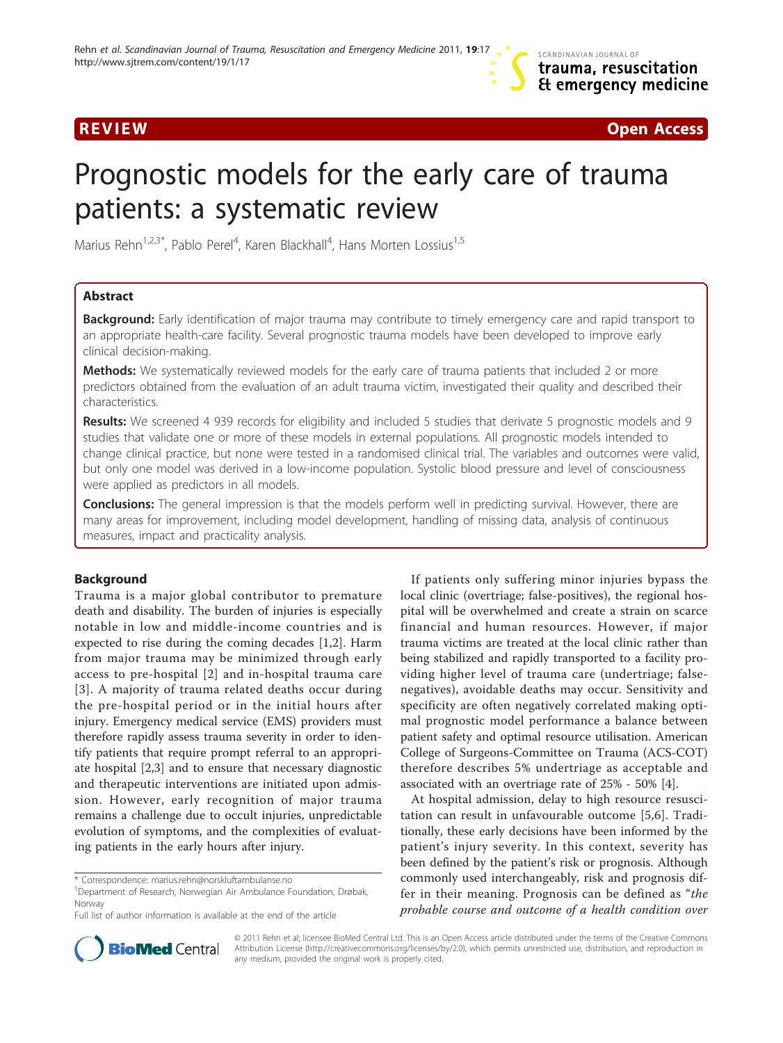REVIEW Open Access

# Prognostic models for the early care of trauma patients: a systematic review

Marius Rehn[1,2,3*], Pablo Perel[4], Karen Blackhall[4], Hans Morten Lossius[1,5]

## Abstract

**Background:** Early identification of major trauma may contribute to timely emergency care and rapid transport to an appropriate health-care facility. Several prognostic trauma models have been developed to improve early clinical decision-making.

**Methods:** We systematically reviewed models for the early care of trauma patients that included 2 or more predictors obtained from the evaluation of an adult trauma victim, investigated their quality and described their characteristics.

**Results:** We screened 4 939 records for eligibility and included 5 studies that derivate 5 prognostic models and 9 studies that validate one or more of these models in external populations. All prognostic models intended to change clinical practice, but none were tested in a randomised clinical trial. The variables and outcomes were valid, but only one model was derived in a low-income population. Systolic blood pressure and level of consciousness were applied as predictors in all models.

**Conclusions:** The general impression is that the models perform well in predicting survival. However, there are many areas for improvement, including model development, handling of missing data, analysis of continuous measures, impact and practicality analysis.

## Background

Trauma is a major global contributor to premature death and disability. The burden of injuries is especially notable in low and middle-income countries and is expected to rise during the coming decades [1,2]. Harm from major trauma may be minimized through early access to pre-hospital [2] and in-hospital trauma care [3]. A majority of trauma related deaths occur during the pre-hospital period or in the initial hours after injury. Emergency medical service (EMS) providers must therefore rapidly assess trauma severity in order to identify patients that require prompt referral to an appropriate hospital [2,3] and to ensure that necessary diagnostic and therapeutic interventions are initiated upon admission. However, early recognition of major trauma remains a challenge due to occult injuries, unpredictable evolution of symptoms, and the complexities of evaluating patients in the early hours after injury.

If patients only suffering minor injuries bypass the local clinic (overtriage; false-positives), the regional hospital will be overwhelmed and create a strain on scarce financial and human resources. However, if major trauma victims are treated at the local clinic rather than being stabilized and rapidly transported to a facility providing higher level of trauma care (undertriage; false-negatives), avoidable deaths may occur. Sensitivity and specificity are often negatively correlated making optimal prognostic model performance a balance between patient safety and optimal resource utilisation. American College of Surgeons-Committee on Trauma (ACS-COT) therefore describes 5% undertriage as acceptable and associated with an overtriage rate of 25% - 50% [4].

At hospital admission, delay to high resource resuscitation can result in unfavourable outcome [5,6]. Traditionally, these early decisions have been informed by the patient's injury severity. In this context, severity has been defined by the patient's risk or prognosis. Although commonly used interchangeably, risk and prognosis differ in their meaning. Prognosis can be defined as "*the probable course and outcome of a health condition over*

\* Correspondence: marius.rehn@norskluftambulanse.no
[1]Department of Research, Norwegian Air Ambulance Foundation, Drøbak, Norway
Full list of author information is available at the end of the article

© 2011 Rehn et al; licensee BioMed Central Ltd. This is an Open Access article distributed under the terms of the Creative Commons Attribution License (http://creativecommons.org/licenses/by/2.0), which permits unrestricted use, distribution, and reproduction in any medium, provided the original work is properly cited.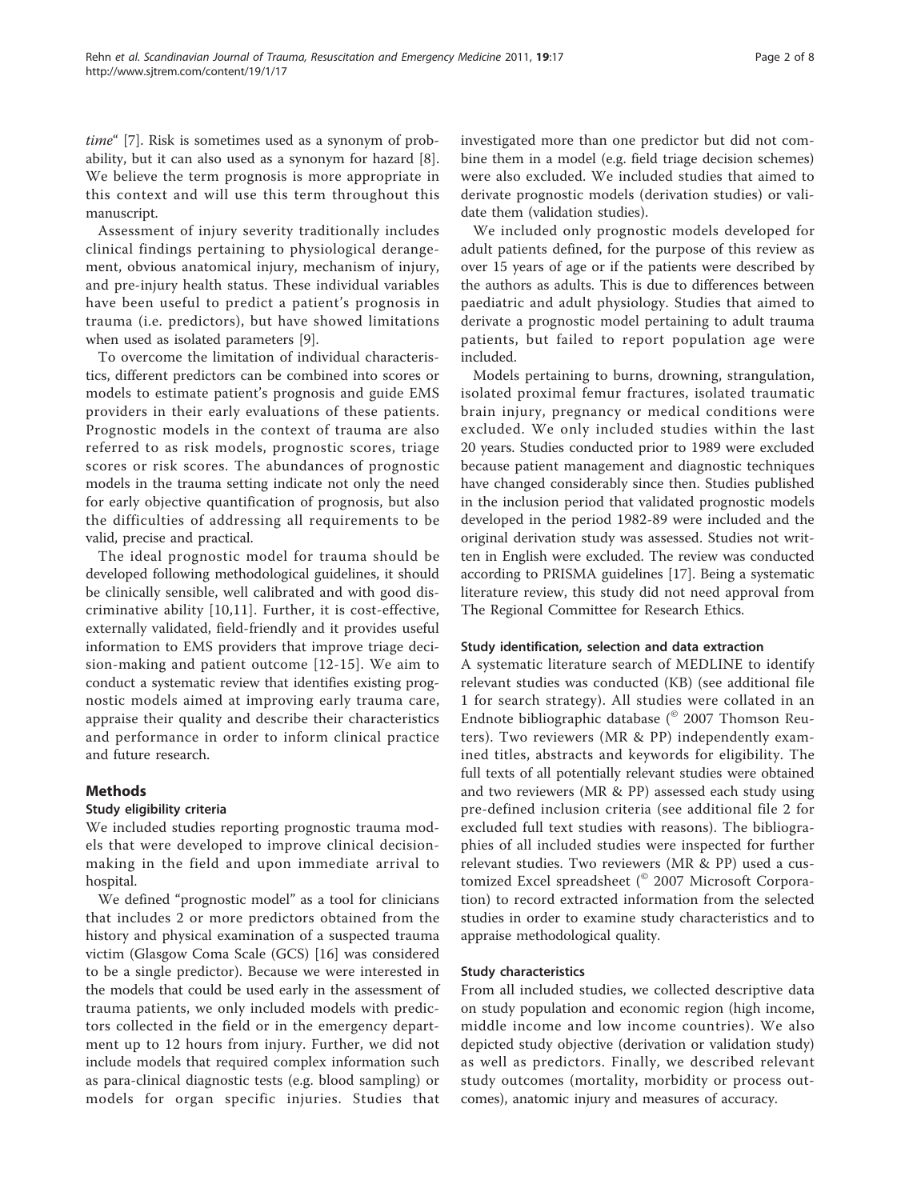time" [7]. Risk is sometimes used as a synonym of probability, but it can also used as a synonym for hazard [8]. We believe the term prognosis is more appropriate in this context and will use this term throughout this manuscript.

Assessment of injury severity traditionally includes clinical findings pertaining to physiological derangement, obvious anatomical injury, mechanism of injury, and pre-injury health status. These individual variables have been useful to predict a patient's prognosis in trauma (i.e. predictors), but have showed limitations when used as isolated parameters [9].

To overcome the limitation of individual characteristics, different predictors can be combined into scores or models to estimate patient's prognosis and guide EMS providers in their early evaluations of these patients. Prognostic models in the context of trauma are also referred to as risk models, prognostic scores, triage scores or risk scores. The abundances of prognostic models in the trauma setting indicate not only the need for early objective quantification of prognosis, but also the difficulties of addressing all requirements to be valid, precise and practical.

The ideal prognostic model for trauma should be developed following methodological guidelines, it should be clinically sensible, well calibrated and with good discriminative ability [10,11]. Further, it is cost-effective, externally validated, field-friendly and it provides useful information to EMS providers that improve triage decision-making and patient outcome [12-15]. We aim to conduct a systematic review that identifies existing prognostic models aimed at improving early trauma care, appraise their quality and describe their characteristics and performance in order to inform clinical practice and future research.

## Methods

### Study eligibility criteria

We included studies reporting prognostic trauma models that were developed to improve clinical decision-making in the field and upon immediate arrival to hospital.

We defined "prognostic model" as a tool for clinicians that includes 2 or more predictors obtained from the history and physical examination of a suspected trauma victim (Glasgow Coma Scale (GCS) [16] was considered to be a single predictor). Because we were interested in the models that could be used early in the assessment of trauma patients, we only included models with predictors collected in the field or in the emergency department up to 12 hours from injury. Further, we did not include models that required complex information such as para-clinical diagnostic tests (e.g. blood sampling) or models for organ specific injuries. Studies that investigated more than one predictor but did not combine them in a model (e.g. field triage decision schemes) were also excluded. We included studies that aimed to derivate prognostic models (derivation studies) or validate them (validation studies).

We included only prognostic models developed for adult patients defined, for the purpose of this review as over 15 years of age or if the patients were described by the authors as adults. This is due to differences between paediatric and adult physiology. Studies that aimed to derivate a prognostic model pertaining to adult trauma patients, but failed to report population age were included.

Models pertaining to burns, drowning, strangulation, isolated proximal femur fractures, isolated traumatic brain injury, pregnancy or medical conditions were excluded. We only included studies within the last 20 years. Studies conducted prior to 1989 were excluded because patient management and diagnostic techniques have changed considerably since then. Studies published in the inclusion period that validated prognostic models developed in the period 1982-89 were included and the original derivation study was assessed. Studies not written in English were excluded. The review was conducted according to PRISMA guidelines [17]. Being a systematic literature review, this study did not need approval from The Regional Committee for Research Ethics.

### Study identification, selection and data extraction

A systematic literature search of MEDLINE to identify relevant studies was conducted (KB) (see additional file 1 for search strategy). All studies were collated in an Endnote bibliographic database (© 2007 Thomson Reuters). Two reviewers (MR & PP) independently examined titles, abstracts and keywords for eligibility. The full texts of all potentially relevant studies were obtained and two reviewers (MR & PP) assessed each study using pre-defined inclusion criteria (see additional file 2 for excluded full text studies with reasons). The bibliographies of all included studies were inspected for further relevant studies. Two reviewers (MR & PP) used a customized Excel spreadsheet (© 2007 Microsoft Corporation) to record extracted information from the selected studies in order to examine study characteristics and to appraise methodological quality.

### Study characteristics

From all included studies, we collected descriptive data on study population and economic region (high income, middle income and low income countries). We also depicted study objective (derivation or validation study) as well as predictors. Finally, we described relevant study outcomes (mortality, morbidity or process outcomes), anatomic injury and measures of accuracy.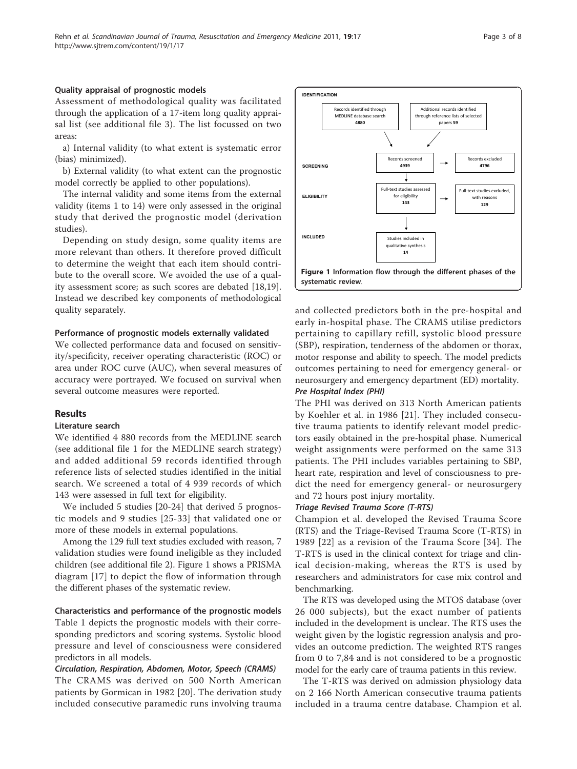### Quality appraisal of prognostic models

Assessment of methodological quality was facilitated through the application of a 17-item long quality appraisal list (see additional file 3). The list focussed on two areas:

a) Internal validity (to what extent is systematic error (bias) minimized).

b) External validity (to what extent can the prognostic model correctly be applied to other populations).

The internal validity and some items from the external validity (items 1 to 14) were only assessed in the original study that derived the prognostic model (derivation studies).

Depending on study design, some quality items are more relevant than others. It therefore proved difficult to determine the weight that each item should contribute to the overall score. We avoided the use of a quality assessment score; as such scores are debated [18,19]. Instead we described key components of methodological quality separately.

### Performance of prognostic models externally validated

We collected performance data and focused on sensitivity/specificity, receiver operating characteristic (ROC) or area under ROC curve (AUC), when several measures of accuracy were portrayed. We focused on survival when several outcome measures were reported.

## Results

### Literature search

We identified 4 880 records from the MEDLINE search (see additional file 1 for the MEDLINE search strategy) and added additional 59 records identified through reference lists of selected studies identified in the initial search. We screened a total of 4 939 records of which 143 were assessed in full text for eligibility.

We included 5 studies [20-24] that derived 5 prognostic models and 9 studies [25-33] that validated one or more of these models in external populations.

Among the 129 full text studies excluded with reason, 7 validation studies were found ineligible as they included children (see additional file 2). Figure 1 shows a PRISMA diagram [17] to depict the flow of information through the different phases of the systematic review.

IDENTIFICATION: Records identified through MEDLINE database search **4880**; Additional records identified through reference lists of selected papers **59**

SCREENING: Records screened **4939** → Records excluded **4796**

ELIGIBILITY: Full-text studies assessed for eligibility **143** → Full-text studies excluded, with reasons **129**

INCLUDED: Studies included in qualitative synthesis **14**

**Figure 1 Information flow through the different phases of the systematic review**.

### Characteristics and performance of the prognostic models

Table 1 depicts the prognostic models with their corresponding predictors and scoring systems. Systolic blood pressure and level of consciousness were considered predictors in all models.

#### *Circulation, Respiration, Abdomen, Motor, Speech (CRAMS)*

The CRAMS was derived on 500 North American patients by Gormican in 1982 [20]. The derivation study included consecutive paramedic runs involving trauma and collected predictors both in the pre-hospital and early in-hospital phase. The CRAMS utilise predictors pertaining to capillary refill, systolic blood pressure (SBP), respiration, tenderness of the abdomen or thorax, motor response and ability to speech. The model predicts outcomes pertaining to need for emergency general- or neurosurgery and emergency department (ED) mortality.

#### *Pre Hospital Index (PHI)*

The PHI was derived on 313 North American patients by Koehler et al. in 1986 [21]. They included consecutive trauma patients to identify relevant model predictors easily obtained in the pre-hospital phase. Numerical weight assignments were performed on the same 313 patients. The PHI includes variables pertaining to SBP, heart rate, respiration and level of consciousness to predict the need for emergency general- or neurosurgery and 72 hours post injury mortality.

#### *Triage Revised Trauma Score (T-RTS)*

Champion et al. developed the Revised Trauma Score (RTS) and the Triage-Revised Trauma Score (T-RTS) in 1989 [22] as a revision of the Trauma Score [34]. The T-RTS is used in the clinical context for triage and clinical decision-making, whereas the RTS is used by researchers and administrators for case mix control and benchmarking.

The RTS was developed using the MTOS database (over 26 000 subjects), but the exact number of patients included in the development is unclear. The RTS uses the weight given by the logistic regression analysis and provides an outcome prediction. The weighted RTS ranges from 0 to 7,84 and is not considered to be a prognostic model for the early care of trauma patients in this review.

The T-RTS was derived on admission physiology data on 2 166 North American consecutive trauma patients included in a trauma centre database. Champion et al.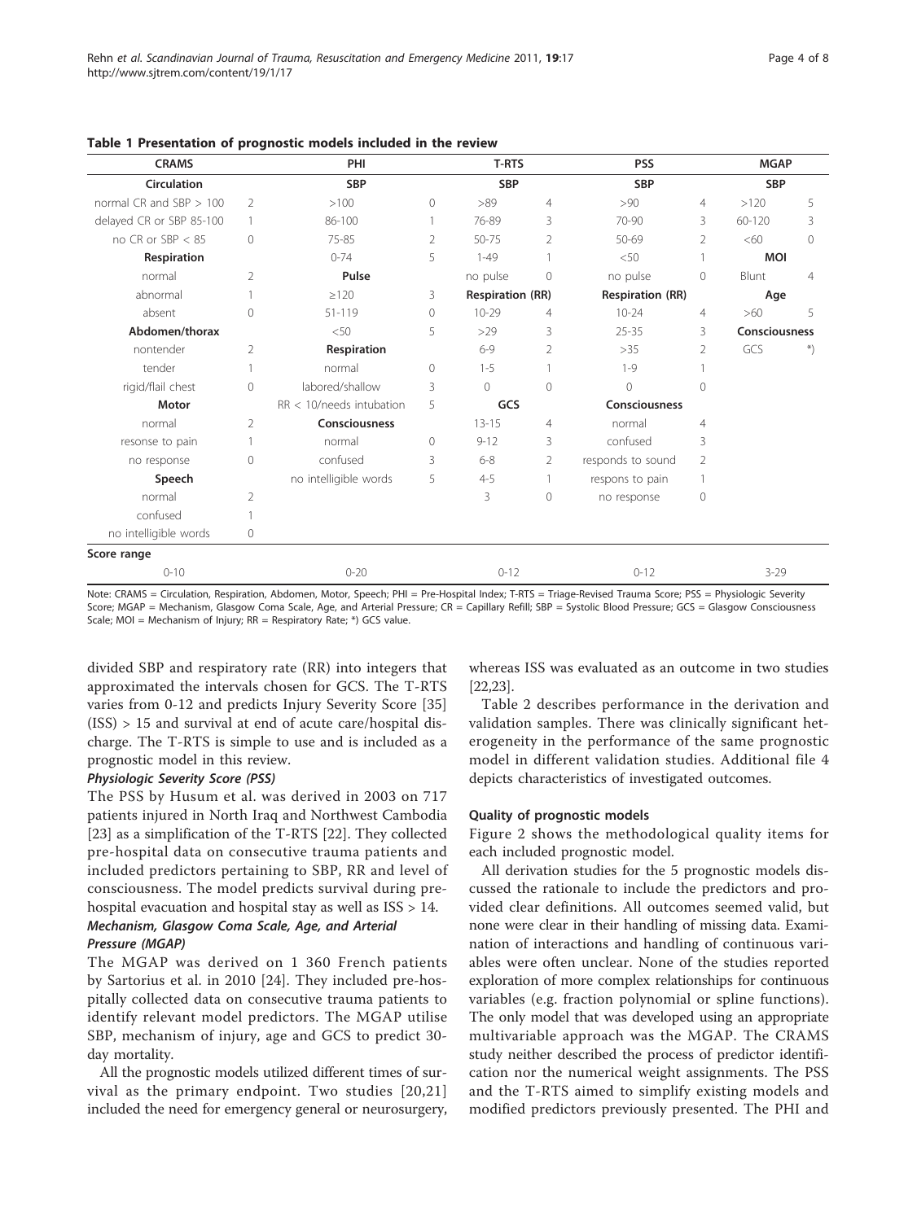**Table 1 Presentation of prognostic models included in the review**

| CRAMS | | PHI | | T-RTS | | PSS | | MGAP | |
|---|---|---|---|---|---|---|---|---|---|
| **Circulation** | | **SBP** | | **SBP** | | **SBP** | | **SBP** | |
| normal CR and SBP > 100 | 2 | >100 | 0 | >89 | 4 | >90 | 4 | >120 | 5 |
| delayed CR or SBP 85-100 | 1 | 86-100 | 1 | 76-89 | 3 | 70-90 | 3 | 60-120 | 3 |
| no CR or SBP < 85 | 0 | 75-85 | 2 | 50-75 | 2 | 50-69 | 2 | <60 | 0 |
| **Respiration** | | 0-74 | 5 | 1-49 | 1 | <50 | 1 | **MOI** | |
| normal | 2 | **Pulse** | | no pulse | 0 | no pulse | 0 | Blunt | 4 |
| abnormal | 1 | ≥120 | 3 | **Respiration (RR)** | | **Respiration (RR)** | | **Age** | |
| absent | 0 | 51-119 | 0 | 10-29 | 4 | 10-24 | 4 | >60 | 5 |
| **Abdomen/thorax** | | <50 | 5 | >29 | 3 | 25-35 | 3 | **Consciousness** | |
| nontender | 2 | **Respiration** | | 6-9 | 2 | >35 | 2 | GCS | *) |
| tender | 1 | normal | 0 | 1-5 | 1 | 1-9 | 1 | | |
| rigid/flail chest | 0 | labored/shallow | 3 | 0 | 0 | 0 | 0 | | |
| **Motor** | | RR < 10/needs intubation | 5 | **GCS** | | **Consciousness** | | | |
| normal | 2 | **Consciousness** | | 13-15 | 4 | normal | 4 | | |
| resonse to pain | 1 | normal | 0 | 9-12 | 3 | confused | 3 | | |
| no response | 0 | confused | 3 | 6-8 | 2 | responds to sound | 2 | | |
| **Speech** | | no intelligible words | 5 | 4-5 | 1 | respons to pain | 1 | | |
| normal | 2 | | | 3 | 0 | no response | 0 | | |
| confused | 1 | | | | | | | | |
| no intelligible words | 0 | | | | | | | | |
| **Score range** | | | | | | | | | |
| 0-10 | | 0-20 | | 0-12 | | 0-12 | | 3-29 | |

Note: CRAMS = Circulation, Respiration, Abdomen, Motor, Speech; PHI = Pre-Hospital Index; T-RTS = Triage-Revised Trauma Score; PSS = Physiologic Severity Score; MGAP = Mechanism, Glasgow Coma Scale, Age, and Arterial Pressure; CR = Capillary Refill; SBP = Systolic Blood Pressure; GCS = Glasgow Consciousness Scale; MOI = Mechanism of Injury; RR = Respiratory Rate; *) GCS value.

divided SBP and respiratory rate (RR) into integers that approximated the intervals chosen for GCS. The T-RTS varies from 0-12 and predicts Injury Severity Score [35] (ISS) > 15 and survival at end of acute care/hospital discharge. The T-RTS is simple to use and is included as a prognostic model in this review.

#### *Physiologic Severity Score (PSS)*

The PSS by Husum et al. was derived in 2003 on 717 patients injured in North Iraq and Northwest Cambodia [23] as a simplification of the T-RTS [22]. They collected pre-hospital data on consecutive trauma patients and included predictors pertaining to SBP, RR and level of consciousness. The model predicts survival during pre-hospital evacuation and hospital stay as well as ISS > 14.

#### *Mechanism, Glasgow Coma Scale, Age, and Arterial Pressure (MGAP)*

The MGAP was derived on 1 360 French patients by Sartorius et al. in 2010 [24]. They included pre-hospitally collected data on consecutive trauma patients to identify relevant model predictors. The MGAP utilise SBP, mechanism of injury, age and GCS to predict 30-day mortality.

All the prognostic models utilized different times of survival as the primary endpoint. Two studies [20,21] included the need for emergency general or neurosurgery, whereas ISS was evaluated as an outcome in two studies [22,23].

Table 2 describes performance in the derivation and validation samples. There was clinically significant heterogeneity in the performance of the same prognostic model in different validation studies. Additional file 4 depicts characteristics of investigated outcomes.

### Quality of prognostic models

Figure 2 shows the methodological quality items for each included prognostic model.

All derivation studies for the 5 prognostic models discussed the rationale to include the predictors and provided clear definitions. All outcomes seemed valid, but none were clear in their handling of missing data. Examination of interactions and handling of continuous variables were often unclear. None of the studies reported exploration of more complex relationships for continuous variables (e.g. fraction polynomial or spline functions). The only model that was developed using an appropriate multivariable approach was the MGAP. The CRAMS study neither described the process of predictor identification nor the numerical weight assignments. The PSS and the T-RTS aimed to simplify existing models and modified predictors previously presented. The PHI and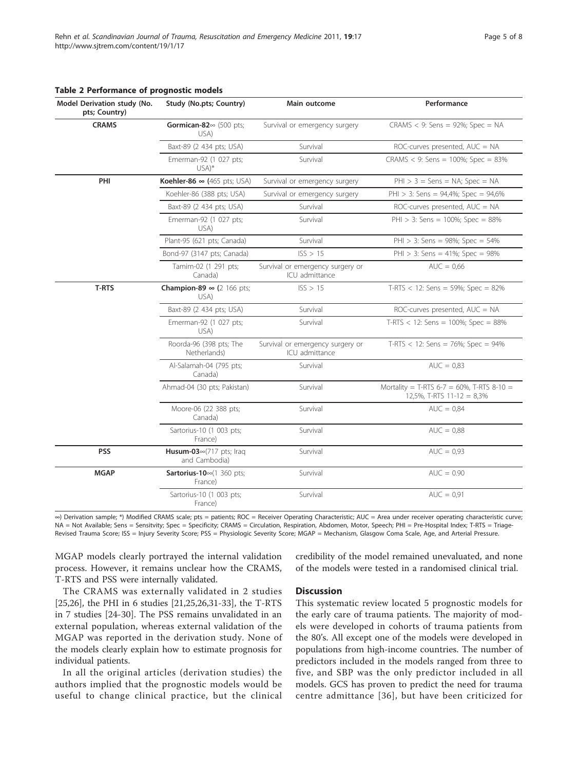**Table 2 Performance of prognostic models**

| Model Derivation study (No. pts; Country) | Study (No.pts; Country) | Main outcome | Performance |
|---|---|---|---|
| **CRAMS** | **Gormican-82**∞ (500 pts; USA) | Survival or emergency surgery | CRAMS < 9: Sens = 92%; Spec = NA |
| | Baxt-89 (2 434 pts; USA) | Survival | ROC-curves presented, AUC = NA |
| | Emerman-92 (1 027 pts; USA)* | Survival | CRAMS < 9: Sens = 100%; Spec = 83% |
| **PHI** | **Koehler-86** ∞ (465 pts; USA) | Survival or emergency surgery | PHI > 3 = Sens = NA; Spec = NA |
| | Koehler-86 (388 pts; USA) | Survival or emergency surgery | PHI > 3: Sens = 94,4%; Spec = 94,6% |
| | Baxt-89 (2 434 pts; USA) | Survival | ROC-curves presented, AUC = NA |
| | Emerman-92 (1 027 pts; USA) | Survival | PHI > 3: Sens = 100%; Spec = 88% |
| | Plant-95 (621 pts; Canada) | Survival | PHI > 3: Sens = 98%; Spec = 54% |
| | Bond-97 (3147 pts; Canada) | ISS > 15 | PHI > 3: Sens = 41%; Spec = 98% |
| | Tamim-02 (1 291 pts; Canada) | Survival or emergency surgery or ICU admittance | AUC = 0,66 |
| **T-RTS** | **Champion-89** ∞ (2 166 pts; USA) | ISS > 15 | T-RTS < 12: Sens = 59%; Spec = 82% |
| | Baxt-89 (2 434 pts; USA) | Survival | ROC-curves presented, AUC = NA |
| | Emerman-92 (1 027 pts; USA) | Survival | T-RTS < 12: Sens = 100%; Spec = 88% |
| | Roorda-96 (398 pts; The Netherlands) | Survival or emergency surgery or ICU admittance | T-RTS < 12: Sens = 76%; Spec = 94% |
| | Al-Salamah-04 (795 pts; Canada) | Survival | AUC = 0,83 |
| | Ahmad-04 (30 pts; Pakistan) | Survival | Mortality = T-RTS 6-7 = 60%, T-RTS 8-10 = 12,5%, T-RTS 11-12 = 8,3% |
| | Moore-06 (22 388 pts; Canada) | Survival | AUC = 0,84 |
| | Sartorius-10 (1 003 pts; France) | Survival | AUC = 0,88 |
| **PSS** | **Husum-03**∞(717 pts; Iraq and Cambodia) | Survival | AUC = 0,93 |
| **MGAP** | **Sartorius-10**∞(1 360 pts; France) | Survival | AUC = 0.90 |
| | Sartorius-10 (1 003 pts; France) | Survival | AUC = 0,91 |

∞) Derivation sample; *) Modified CRAMS scale; pts = patients; ROC = Receiver Operating Characteristic; AUC = Area under receiver operating characteristic curve; NA = Not Available; Sens = Sensitvity; Spec = Specificity; CRAMS = Circulation, Respiration, Abdomen, Motor, Speech; PHI = Pre-Hospital Index; T-RTS = Triage-Revised Trauma Score; ISS = Injury Severity Score; PSS = Physiologic Severity Score; MGAP = Mechanism, Glasgow Coma Scale, Age, and Arterial Pressure.

MGAP models clearly portrayed the internal validation process. However, it remains unclear how the CRAMS, T-RTS and PSS were internally validated.

The CRAMS was externally validated in 2 studies [25,26], the PHI in 6 studies [21,25,26,31-33], the T-RTS in 7 studies [24-30]. The PSS remains unvalidated in an external population, whereas external validation of the MGAP was reported in the derivation study. None of the models clearly explain how to estimate prognosis for individual patients.

In all the original articles (derivation studies) the authors implied that the prognostic models would be useful to change clinical practice, but the clinical credibility of the model remained unevaluated, and none of the models were tested in a randomised clinical trial.

## Discussion

This systematic review located 5 prognostic models for the early care of trauma patients. The majority of models were developed in cohorts of trauma patients from the 80's. All except one of the models were developed in populations from high-income countries. The number of predictors included in the models ranged from three to five, and SBP was the only predictor included in all models. GCS has proven to predict the need for trauma centre admittance [36], but have been criticized for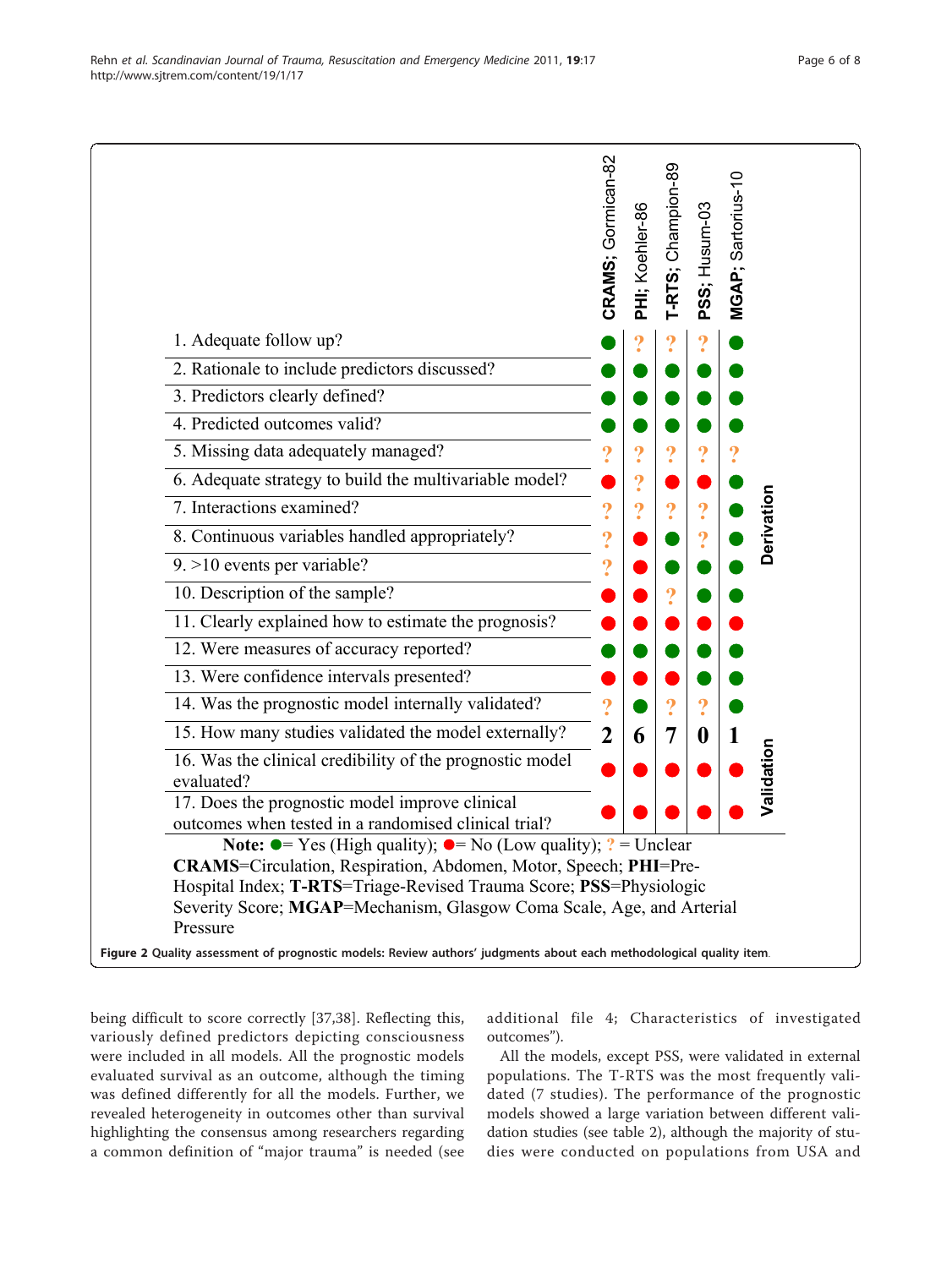| | CRAMS; Gormican-82 | PHI; Koehler-86 | T-RTS; Champion-89 | PSS; Husum-03 | MGAP; Sartorius-10 | |
|---|---|---|---|---|---|---|
| 1. Adequate follow up? | ● | ? | ? | ? | ● | Derivation |
| 2. Rationale to include predictors discussed? | ● | ● | ● | ● | ● | |
| 3. Predictors clearly defined? | ● | ● | ● | ● | ● | |
| 4. Predicted outcomes valid? | ● | ● | ● | ● | ● | |
| 5. Missing data adequately managed? | ? | ? | ? | ? | ? | |
| 6. Adequate strategy to build the multivariable model? | ● (red) | ? | ● (red) | ● (red) | ● | |
| 7. Interactions examined? | ? | ? | ? | ? | ● | |
| 8. Continuous variables handled appropriately? | ? | ● (red) | ● | ? | ● | |
| 9. >10 events per variable? | ? | ● (red) | ● | ● | ● | |
| 10. Description of the sample? | ● (red) | ● (red) | ? | ● | ● | |
| 11. Clearly explained how to estimate the prognosis? | ● (red) | ● (red) | ● (red) | ● (red) | ● (red) | |
| 12. Were measures of accuracy reported? | ● | ● | ● | ● | ● | |
| 13. Were confidence intervals presented? | ● (red) | ● (red) | ● (red) | ● | ● | |
| 14. Was the prognostic model internally validated? | ? | ● | ? | ? | ● | |
| 15. How many studies validated the model externally? | 2 | 6 | 7 | 0 | 1 | Validation |
| 16. Was the clinical credibility of the prognostic model evaluated? | ● (red) | ● (red) | ● (red) | ● (red) | ● (red) | |
| 17. Does the prognostic model improve clinical outcomes when tested in a randomised clinical trial? | ● (red) | ● (red) | ● (red) | ● (red) | ● (red) | |

**Note:** ● = Yes (High quality); ● (red) = No (Low quality); ? = Unclear
**CRAMS**=Circulation, Respiration, Abdomen, Motor, Speech; **PHI**=Pre-Hospital Index; **T-RTS**=Triage-Revised Trauma Score; **PSS**=Physiologic Severity Score; **MGAP**=Mechanism, Glasgow Coma Scale, Age, and Arterial Pressure

**Figure 2 Quality assessment of prognostic models: Review authors' judgments about each methodological quality item.**

being difficult to score correctly [37,38]. Reflecting this, variously defined predictors depicting consciousness were included in all models. All the prognostic models evaluated survival as an outcome, although the timing was defined differently for all the models. Further, we revealed heterogeneity in outcomes other than survival highlighting the consensus among researchers regarding a common definition of "major trauma" is needed (see additional file 4; Characteristics of investigated outcomes").

All the models, except PSS, were validated in external populations. The T-RTS was the most frequently validated (7 studies). The performance of the prognostic models showed a large variation between different validation studies (see table 2), although the majority of studies were conducted on populations from USA and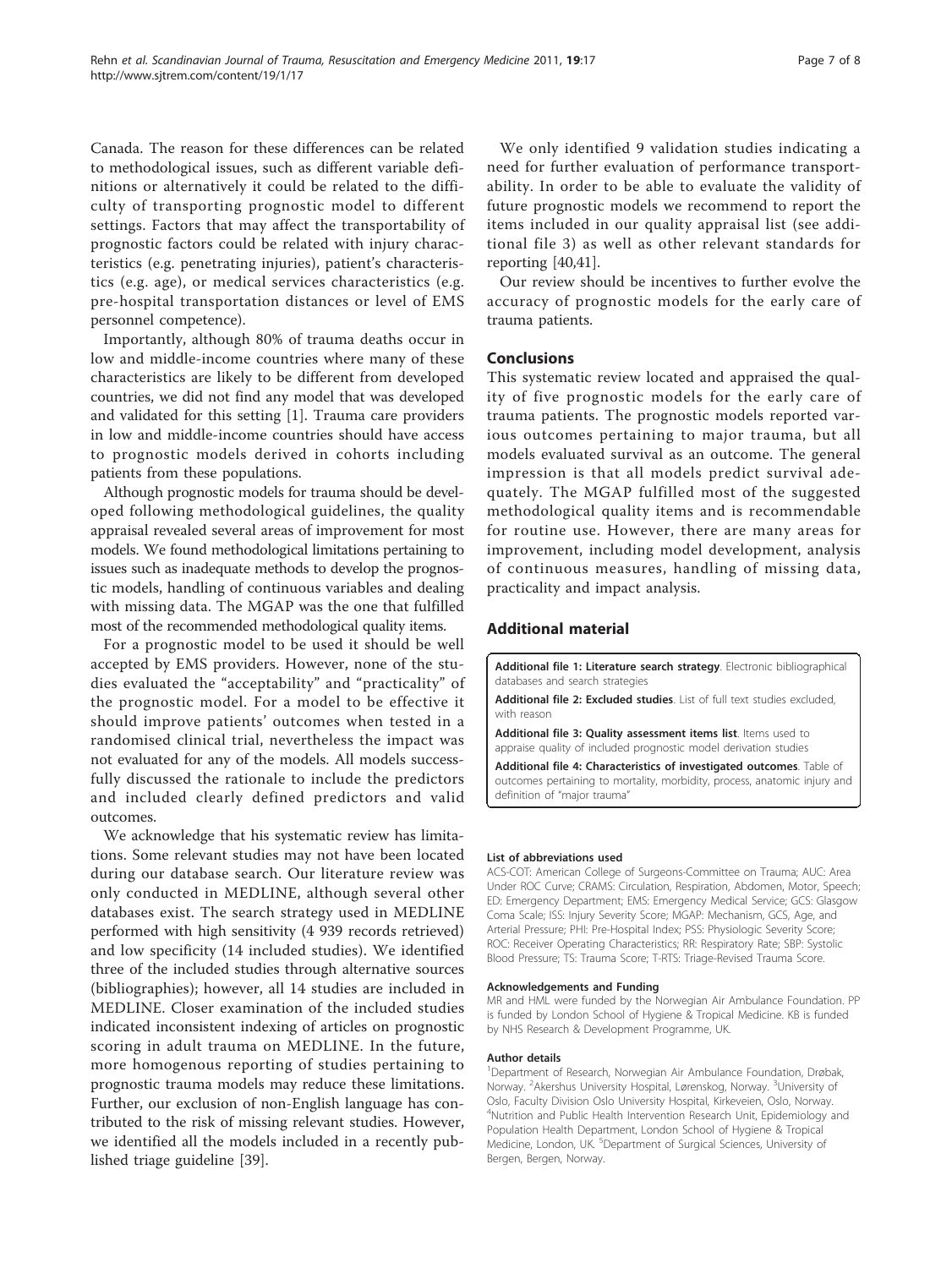Canada. The reason for these differences can be related to methodological issues, such as different variable definitions or alternatively it could be related to the difficulty of transporting prognostic model to different settings. Factors that may affect the transportability of prognostic factors could be related with injury characteristics (e.g. penetrating injuries), patient's characteristics (e.g. age), or medical services characteristics (e.g. pre-hospital transportation distances or level of EMS personnel competence).

Importantly, although 80% of trauma deaths occur in low and middle-income countries where many of these characteristics are likely to be different from developed countries, we did not find any model that was developed and validated for this setting [1]. Trauma care providers in low and middle-income countries should have access to prognostic models derived in cohorts including patients from these populations.

Although prognostic models for trauma should be developed following methodological guidelines, the quality appraisal revealed several areas of improvement for most models. We found methodological limitations pertaining to issues such as inadequate methods to develop the prognostic models, handling of continuous variables and dealing with missing data. The MGAP was the one that fulfilled most of the recommended methodological quality items.

For a prognostic model to be used it should be well accepted by EMS providers. However, none of the studies evaluated the "acceptability" and "practicality" of the prognostic model. For a model to be effective it should improve patients' outcomes when tested in a randomised clinical trial, nevertheless the impact was not evaluated for any of the models. All models successfully discussed the rationale to include the predictors and included clearly defined predictors and valid outcomes.

We acknowledge that his systematic review has limitations. Some relevant studies may not have been located during our database search. Our literature review was only conducted in MEDLINE, although several other databases exist. The search strategy used in MEDLINE performed with high sensitivity (4 939 records retrieved) and low specificity (14 included studies). We identified three of the included studies through alternative sources (bibliographies); however, all 14 studies are included in MEDLINE. Closer examination of the included studies indicated inconsistent indexing of articles on prognostic scoring in adult trauma on MEDLINE. In the future, more homogenous reporting of studies pertaining to prognostic trauma models may reduce these limitations. Further, our exclusion of non-English language has contributed to the risk of missing relevant studies. However, we identified all the models included in a recently published triage guideline [39].

We only identified 9 validation studies indicating a need for further evaluation of performance transportability. In order to be able to evaluate the validity of future prognostic models we recommend to report the items included in our quality appraisal list (see additional file 3) as well as other relevant standards for reporting [40,41].

Our review should be incentives to further evolve the accuracy of prognostic models for the early care of trauma patients.

## Conclusions

This systematic review located and appraised the quality of five prognostic models for the early care of trauma patients. The prognostic models reported various outcomes pertaining to major trauma, but all models evaluated survival as an outcome. The general impression is that all models predict survival adequately. The MGAP fulfilled most of the suggested methodological quality items and is recommendable for routine use. However, there are many areas for improvement, including model development, analysis of continuous measures, handling of missing data, practicality and impact analysis.

## Additional material

**Additional file 1: Literature search strategy**. Electronic bibliographical databases and search strategies

**Additional file 2: Excluded studies**. List of full text studies excluded, with reason

**Additional file 3: Quality assessment items list**. Items used to appraise quality of included prognostic model derivation studies

**Additional file 4: Characteristics of investigated outcomes**. Table of outcomes pertaining to mortality, morbidity, process, anatomic injury and definition of "major trauma"

#### List of abbreviations used

ACS-COT: American College of Surgeons-Committee on Trauma; AUC: Area Under ROC Curve; CRAMS: Circulation, Respiration, Abdomen, Motor, Speech; ED: Emergency Department; EMS: Emergency Medical Service; GCS: Glasgow Coma Scale; ISS: Injury Severity Score; MGAP: Mechanism, GCS, Age, and Arterial Pressure; PHI: Pre-Hospital Index; PSS: Physiologic Severity Score; ROC: Receiver Operating Characteristics; RR: Respiratory Rate; SBP: Systolic Blood Pressure; TS: Trauma Score; T-RTS: Triage-Revised Trauma Score.

#### Acknowledgements and Funding

MR and HML were funded by the Norwegian Air Ambulance Foundation. PP is funded by London School of Hygiene & Tropical Medicine. KB is funded by NHS Research & Development Programme, UK.

#### Author details

[1]Department of Research, Norwegian Air Ambulance Foundation, Drøbak, Norway. [2]Akershus University Hospital, Lørenskog, Norway. [3]University of Oslo, Faculty Division Oslo University Hospital, Kirkeveien, Oslo, Norway. [4]Nutrition and Public Health Intervention Research Unit, Epidemiology and Population Health Department, London School of Hygiene & Tropical Medicine, London, UK. [5]Department of Surgical Sciences, University of Bergen, Bergen, Norway.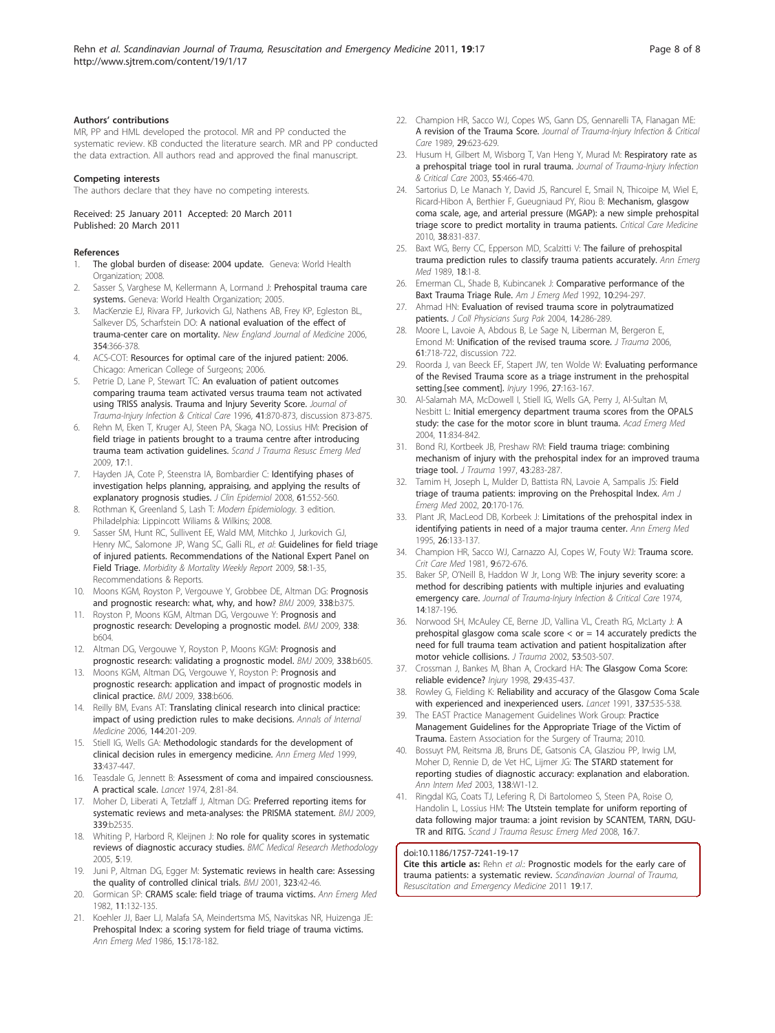### Authors' contributions

MR, PP and HML developed the protocol. MR and PP conducted the systematic review. KB conducted the literature search. MR and PP conducted the data extraction. All authors read and approved the final manuscript.

### Competing interests

The authors declare that they have no competing interests.

Received: 25 January 2011 Accepted: 20 March 2011
Published: 20 March 2011

### References

1. The global burden of disease: 2004 update. Geneva: World Health Organization; 2008.
2. Sasser S, Varghese M, Kellermann A, Lormand J: Prehospital trauma care systems. Geneva: World Health Organization; 2005.
3. MacKenzie EJ, Rivara FP, Jurkovich GJ, Nathens AB, Frey KP, Egleston BL, Salkever DS, Scharfstein DO: A national evaluation of the effect of trauma-center care on mortality. *New England Journal of Medicine* 2006, 354:366-378.
4. ACS-COT: Resources for optimal care of the injured patient: 2006. Chicago: American College of Surgeons; 2006.
5. Petrie D, Lane P, Stewart TC: An evaluation of patient outcomes comparing trauma team activated versus trauma team not activated using TRISS analysis. Trauma and Injury Severity Score. *Journal of Trauma-Injury Infection & Critical Care* 1996, 41:870-873, discussion 873-875.
6. Rehn M, Eken T, Kruger AJ, Steen PA, Skaga NO, Lossius HM: Precision of field triage in patients brought to a trauma centre after introducing trauma team activation guidelines. *Scand J Trauma Resusc Emerg Med* 2009, 17:1.
7. Hayden JA, Cote P, Steenstra IA, Bombardier C: Identifying phases of investigation helps planning, appraising, and applying the results of explanatory prognosis studies. *J Clin Epidemiol* 2008, 61:552-560.
8. Rothman K, Greenland S, Lash T: *Modern Epidemiology.* 3 edition. Philadelphia: Lippincott Wiliams & Wilkins; 2008.
9. Sasser SM, Hunt RC, Sullivent EE, Wald MM, Mitchko J, Jurkovich GJ, Henry MC, Salomone JP, Wang SC, Galli RL, *et al*: Guidelines for field triage of injured patients. Recommendations of the National Expert Panel on Field Triage. *Morbidity & Mortality Weekly Report* 2009, 58:1-35, Recommendations & Reports.
10. Moons KGM, Royston P, Vergouwe Y, Grobbee DE, Altman DG: Prognosis and prognostic research: what, why, and how? *BMJ* 2009, 338:b375.
11. Royston P, Moons KGM, Altman DG, Vergouwe Y: Prognosis and prognostic research: Developing a prognostic model. *BMJ* 2009, 338: b604.
12. Altman DG, Vergouwe Y, Royston P, Moons KGM: Prognosis and prognostic research: validating a prognostic model. *BMJ* 2009, 338:b605.
13. Moons KGM, Altman DG, Vergouwe Y, Royston P: Prognosis and prognostic research: application and impact of prognostic models in clinical practice. *BMJ* 2009, 338:b606.
14. Reilly BM, Evans AT: Translating clinical research into clinical practice: impact of using prediction rules to make decisions. *Annals of Internal Medicine* 2006, 144:201-209.
15. Stiell IG, Wells GA: Methodologic standards for the development of clinical decision rules in emergency medicine. *Ann Emerg Med* 1999, 33:437-447.
16. Teasdale G, Jennett B: Assessment of coma and impaired consciousness. A practical scale. *Lancet* 1974, 2:81-84.
17. Moher D, Liberati A, Tetzlaff J, Altman DG: Preferred reporting items for systematic reviews and meta-analyses: the PRISMA statement. *BMJ* 2009, 339:b2535.
18. Whiting P, Harbord R, Kleijnen J: No role for quality scores in systematic reviews of diagnostic accuracy studies. *BMC Medical Research Methodology* 2005, 5:19.
19. Juni P, Altman DG, Egger M: Systematic reviews in health care: Assessing the quality of controlled clinical trials. *BMJ* 2001, 323:42-46.
20. Gormican SP: CRAMS scale: field triage of trauma victims. *Ann Emerg Med* 1982, 11:132-135.
21. Koehler JJ, Baer LJ, Malafa SA, Meindertsma MS, Navitskas NR, Huizenga JE: Prehospital Index: a scoring system for field triage of trauma victims. *Ann Emerg Med* 1986, 15:178-182.
22. Champion HR, Sacco WJ, Copes WS, Gann DS, Gennarelli TA, Flanagan ME: A revision of the Trauma Score. *Journal of Trauma-Injury Infection & Critical Care* 1989, 29:623-629.
23. Husum H, Gilbert M, Wisborg T, Van Heng Y, Murad M: Respiratory rate as a prehospital triage tool in rural trauma. *Journal of Trauma-Injury Infection & Critical Care* 2003, 55:466-470.
24. Sartorius D, Le Manach Y, David JS, Rancurel E, Smail N, Thicoipe M, Wiel E, Ricard-Hibon A, Berthier F, Gueugniaud PY, Riou B: Mechanism, glasgow coma scale, age, and arterial pressure (MGAP): a new simple prehospital triage score to predict mortality in trauma patients. *Critical Care Medicine* 2010, 38:831-837.
25. Baxt WG, Berry CC, Epperson MD, Scalzitti V: The failure of prehospital trauma prediction rules to classify trauma patients accurately. *Ann Emerg Med* 1989, 18:1-8.
26. Emerman CL, Shade B, Kubincanek J: Comparative performance of the Baxt Trauma Triage Rule. *Am J Emerg Med* 1992, 10:294-297.
27. Ahmad HN: Evaluation of revised trauma score in polytraumatized patients. *J Coll Physicians Surg Pak* 2004, 14:286-289.
28. Moore L, Lavoie A, Abdous B, Le Sage N, Liberman M, Bergeron E, Emond M: Unification of the revised trauma score. *J Trauma* 2006, 61:718-722, discussion 722.
29. Roorda J, van Beeck EF, Stapert JW, ten Wolde W: Evaluating performance of the Revised Trauma score as a triage instrument in the prehospital setting.[see comment]. *Injury* 1996, 27:163-167.
30. Al-Salamah MA, McDowell I, Stiell IG, Wells GA, Perry J, Al-Sultan M, Nesbitt L: Initial emergency department trauma scores from the OPALS study: the case for the motor score in blunt trauma. *Acad Emerg Med* 2004, 11:834-842.
31. Bond RJ, Kortbeek JB, Preshaw RM: Field trauma triage: combining mechanism of injury with the prehospital index for an improved trauma triage tool. *J Trauma* 1997, 43:283-287.
32. Tamim H, Joseph L, Mulder D, Battista RN, Lavoie A, Sampalis JS: Field triage of trauma patients: improving on the Prehospital Index. *Am J Emerg Med* 2002, 20:170-176.
33. Plant JR, MacLeod DB, Korbeek J: Limitations of the prehospital index in identifying patients in need of a major trauma center. *Ann Emerg Med* 1995, 26:133-137.
34. Champion HR, Sacco WJ, Carnazzo AJ, Copes W, Fouty WJ: Trauma score. *Crit Care Med* 1981, 9:672-676.
35. Baker SP, O'Neill B, Haddon W Jr, Long WB: The injury severity score: a method for describing patients with multiple injuries and evaluating emergency care. *Journal of Trauma-Injury Infection & Critical Care* 1974, 14:187-196.
36. Norwood SH, McAuley CE, Berne JD, Vallina VL, Creath RG, McLarty J: A prehospital glasgow coma scale score < or = 14 accurately predicts the need for full trauma team activation and patient hospitalization after motor vehicle collisions. *J Trauma* 2002, 53:503-507.
37. Crossman J, Bankes M, Bhan A, Crockard HA: The Glasgow Coma Score: reliable evidence? *Injury* 1998, 29:435-437.
38. Rowley G, Fielding K: Reliability and accuracy of the Glasgow Coma Scale with experienced and inexperienced users. *Lancet* 1991, 337:535-538.
39. The EAST Practice Management Guidelines Work Group: Practice Management Guidelines for the Appropriate Triage of the Victim of Trauma. Eastern Association for the Surgery of Trauma; 2010.
40. Bossuyt PM, Reitsma JB, Bruns DE, Gatsonis CA, Glasziou PP, Irwig LM, Moher D, Rennie D, de Vet HC, Lijmer JG: The STARD statement for reporting studies of diagnostic accuracy: explanation and elaboration. *Ann Intern Med* 2003, 138:W1-12.
41. Ringdal KG, Coats TJ, Lefering R, Di Bartolomeo S, Steen PA, Roise O, Handolin L, Lossius HM: The Utstein template for uniform reporting of data following major trauma: a joint revision by SCANTEM, TARN, DGU-TR and RITG. *Scand J Trauma Resusc Emerg Med* 2008, 16:7.

doi:10.1186/1757-7241-19-17

**Cite this article as:** Rehn *et al.*: Prognostic models for the early care of trauma patients: a systematic review. *Scandinavian Journal of Trauma, Resuscitation and Emergency Medicine* 2011 19:17.